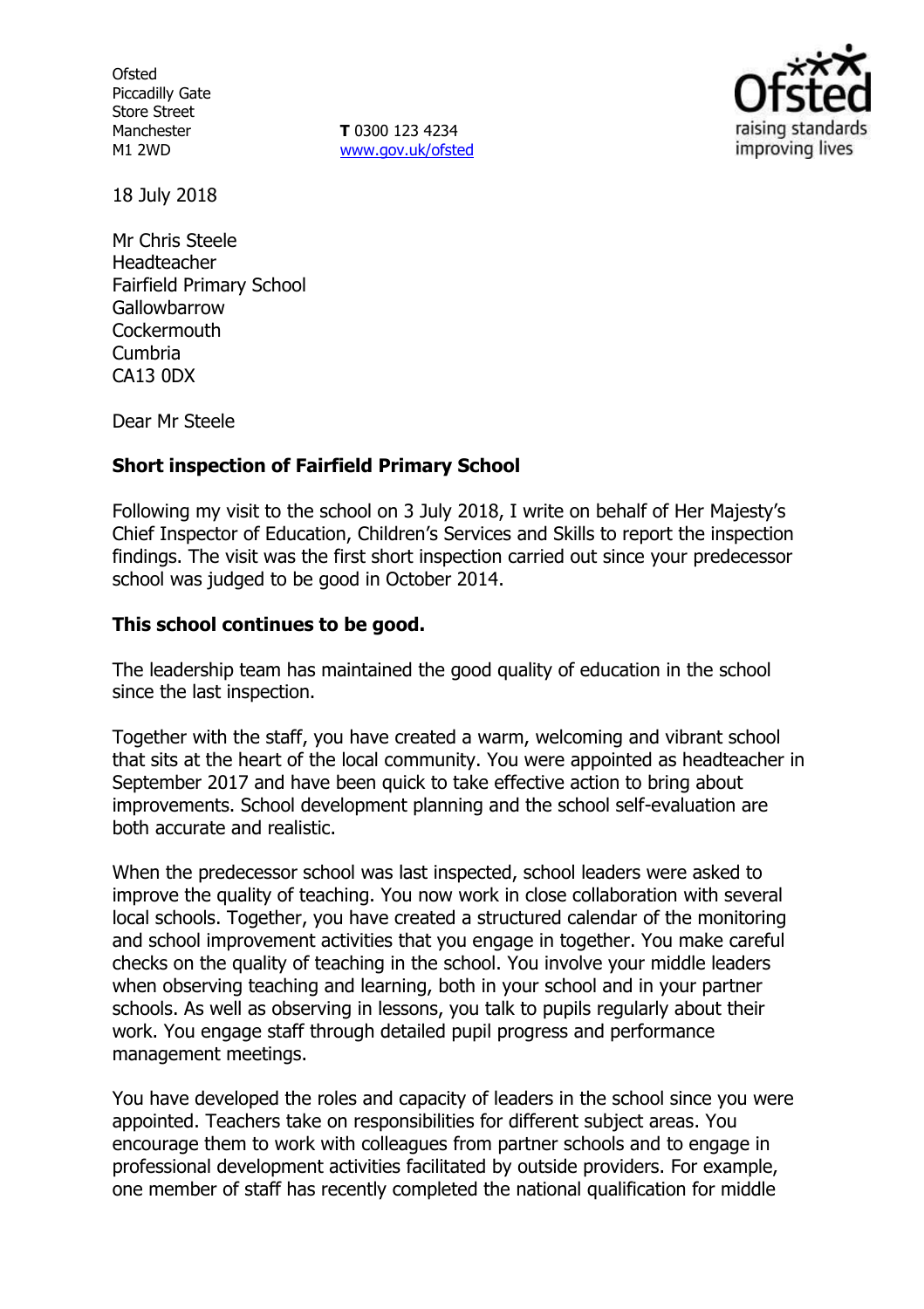Ofsted
Piccadilly Gate
Store Street
Manchester
M1 2WD

**T** 0300 123 4234
www.gov.uk/ofsted

18 July 2018

Mr Chris Steele
Headteacher
Fairfield Primary School
Gallowbarrow
Cockermouth
Cumbria
CA13 0DX

Dear Mr Steele

**Short inspection of Fairfield Primary School**

Following my visit to the school on 3 July 2018, I write on behalf of Her Majesty's Chief Inspector of Education, Children's Services and Skills to report the inspection findings. The visit was the first short inspection carried out since your predecessor school was judged to be good in October 2014.

**This school continues to be good.**

The leadership team has maintained the good quality of education in the school since the last inspection.

Together with the staff, you have created a warm, welcoming and vibrant school that sits at the heart of the local community. You were appointed as headteacher in September 2017 and have been quick to take effective action to bring about improvements. School development planning and the school self-evaluation are both accurate and realistic.

When the predecessor school was last inspected, school leaders were asked to improve the quality of teaching. You now work in close collaboration with several local schools. Together, you have created a structured calendar of the monitoring and school improvement activities that you engage in together. You make careful checks on the quality of teaching in the school. You involve your middle leaders when observing teaching and learning, both in your school and in your partner schools. As well as observing in lessons, you talk to pupils regularly about their work. You engage staff through detailed pupil progress and performance management meetings.

You have developed the roles and capacity of leaders in the school since you were appointed. Teachers take on responsibilities for different subject areas. You encourage them to work with colleagues from partner schools and to engage in professional development activities facilitated by outside providers. For example, one member of staff has recently completed the national qualification for middle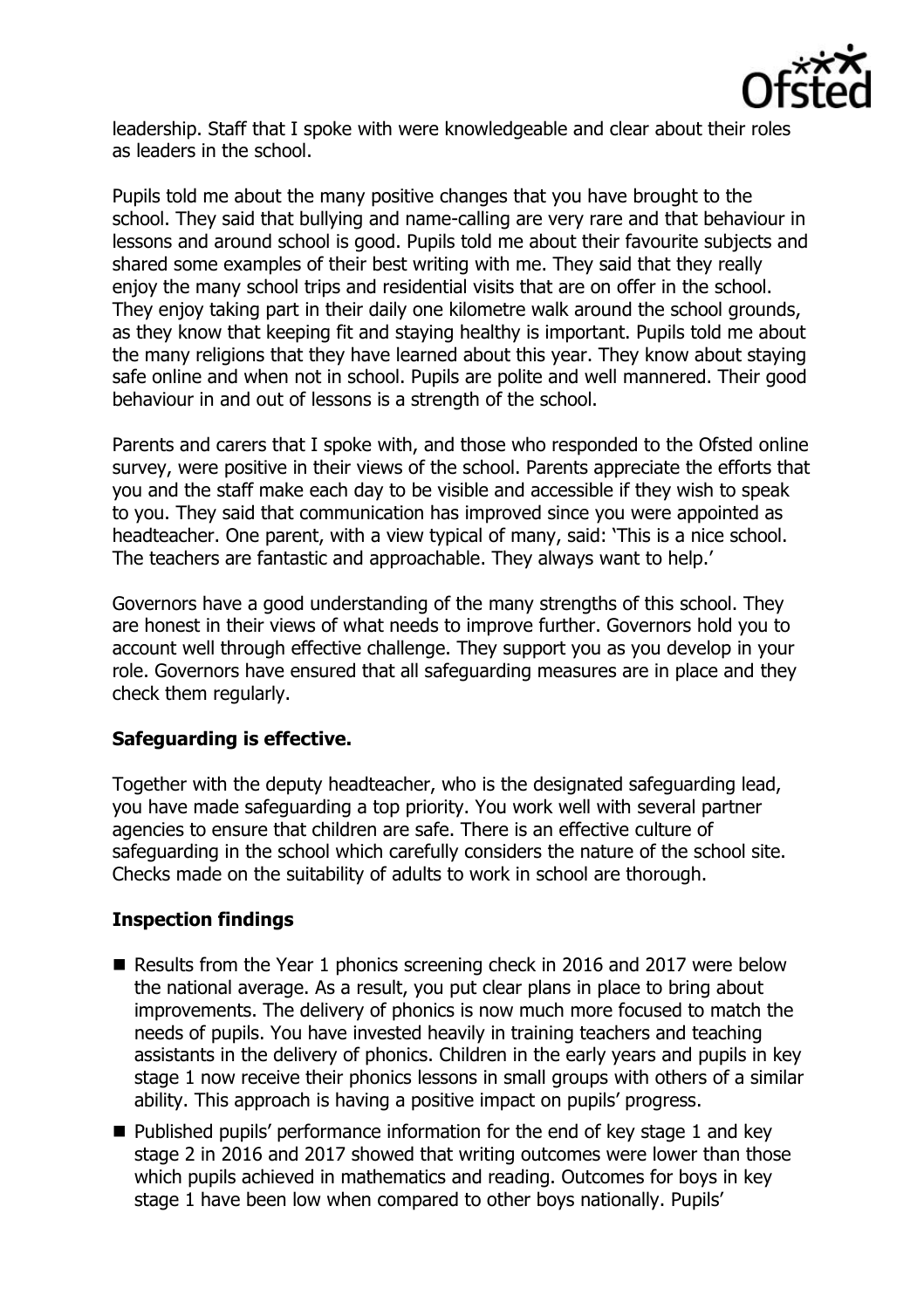leadership. Staff that I spoke with were knowledgeable and clear about their roles as leaders in the school.

Pupils told me about the many positive changes that you have brought to the school. They said that bullying and name-calling are very rare and that behaviour in lessons and around school is good. Pupils told me about their favourite subjects and shared some examples of their best writing with me. They said that they really enjoy the many school trips and residential visits that are on offer in the school. They enjoy taking part in their daily one kilometre walk around the school grounds, as they know that keeping fit and staying healthy is important. Pupils told me about the many religions that they have learned about this year. They know about staying safe online and when not in school. Pupils are polite and well mannered. Their good behaviour in and out of lessons is a strength of the school.

Parents and carers that I spoke with, and those who responded to the Ofsted online survey, were positive in their views of the school. Parents appreciate the efforts that you and the staff make each day to be visible and accessible if they wish to speak to you. They said that communication has improved since you were appointed as headteacher. One parent, with a view typical of many, said: 'This is a nice school. The teachers are fantastic and approachable. They always want to help.'

Governors have a good understanding of the many strengths of this school. They are honest in their views of what needs to improve further. Governors hold you to account well through effective challenge. They support you as you develop in your role. Governors have ensured that all safeguarding measures are in place and they check them regularly.

## Safeguarding is effective.

Together with the deputy headteacher, who is the designated safeguarding lead, you have made safeguarding a top priority. You work well with several partner agencies to ensure that children are safe. There is an effective culture of safeguarding in the school which carefully considers the nature of the school site. Checks made on the suitability of adults to work in school are thorough.

## Inspection findings

- Results from the Year 1 phonics screening check in 2016 and 2017 were below the national average. As a result, you put clear plans in place to bring about improvements. The delivery of phonics is now much more focused to match the needs of pupils. You have invested heavily in training teachers and teaching assistants in the delivery of phonics. Children in the early years and pupils in key stage 1 now receive their phonics lessons in small groups with others of a similar ability. This approach is having a positive impact on pupils' progress.
- Published pupils' performance information for the end of key stage 1 and key stage 2 in 2016 and 2017 showed that writing outcomes were lower than those which pupils achieved in mathematics and reading. Outcomes for boys in key stage 1 have been low when compared to other boys nationally. Pupils'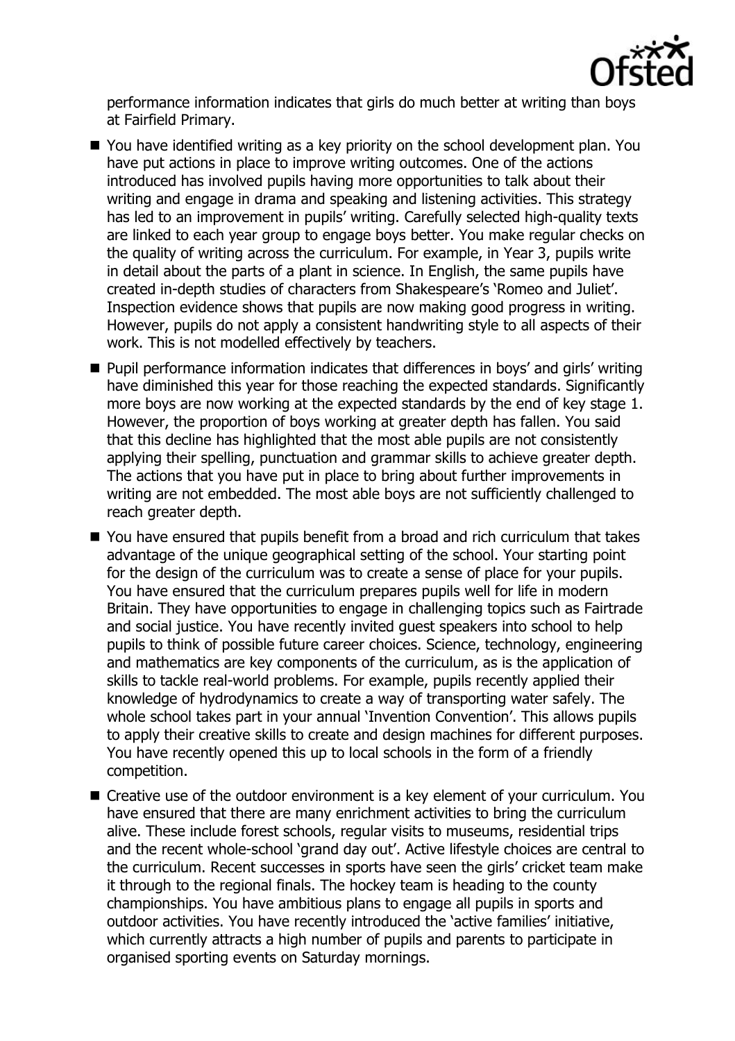performance information indicates that girls do much better at writing than boys at Fairfield Primary.

- You have identified writing as a key priority on the school development plan. You have put actions in place to improve writing outcomes. One of the actions introduced has involved pupils having more opportunities to talk about their writing and engage in drama and speaking and listening activities. This strategy has led to an improvement in pupils' writing. Carefully selected high-quality texts are linked to each year group to engage boys better. You make regular checks on the quality of writing across the curriculum. For example, in Year 3, pupils write in detail about the parts of a plant in science. In English, the same pupils have created in-depth studies of characters from Shakespeare's 'Romeo and Juliet'. Inspection evidence shows that pupils are now making good progress in writing. However, pupils do not apply a consistent handwriting style to all aspects of their work. This is not modelled effectively by teachers.
- Pupil performance information indicates that differences in boys' and girls' writing have diminished this year for those reaching the expected standards. Significantly more boys are now working at the expected standards by the end of key stage 1. However, the proportion of boys working at greater depth has fallen. You said that this decline has highlighted that the most able pupils are not consistently applying their spelling, punctuation and grammar skills to achieve greater depth. The actions that you have put in place to bring about further improvements in writing are not embedded. The most able boys are not sufficiently challenged to reach greater depth.
- You have ensured that pupils benefit from a broad and rich curriculum that takes advantage of the unique geographical setting of the school. Your starting point for the design of the curriculum was to create a sense of place for your pupils. You have ensured that the curriculum prepares pupils well for life in modern Britain. They have opportunities to engage in challenging topics such as Fairtrade and social justice. You have recently invited guest speakers into school to help pupils to think of possible future career choices. Science, technology, engineering and mathematics are key components of the curriculum, as is the application of skills to tackle real-world problems. For example, pupils recently applied their knowledge of hydrodynamics to create a way of transporting water safely. The whole school takes part in your annual 'Invention Convention'. This allows pupils to apply their creative skills to create and design machines for different purposes. You have recently opened this up to local schools in the form of a friendly competition.
- Creative use of the outdoor environment is a key element of your curriculum. You have ensured that there are many enrichment activities to bring the curriculum alive. These include forest schools, regular visits to museums, residential trips and the recent whole-school 'grand day out'. Active lifestyle choices are central to the curriculum. Recent successes in sports have seen the girls' cricket team make it through to the regional finals. The hockey team is heading to the county championships. You have ambitious plans to engage all pupils in sports and outdoor activities. You have recently introduced the 'active families' initiative, which currently attracts a high number of pupils and parents to participate in organised sporting events on Saturday mornings.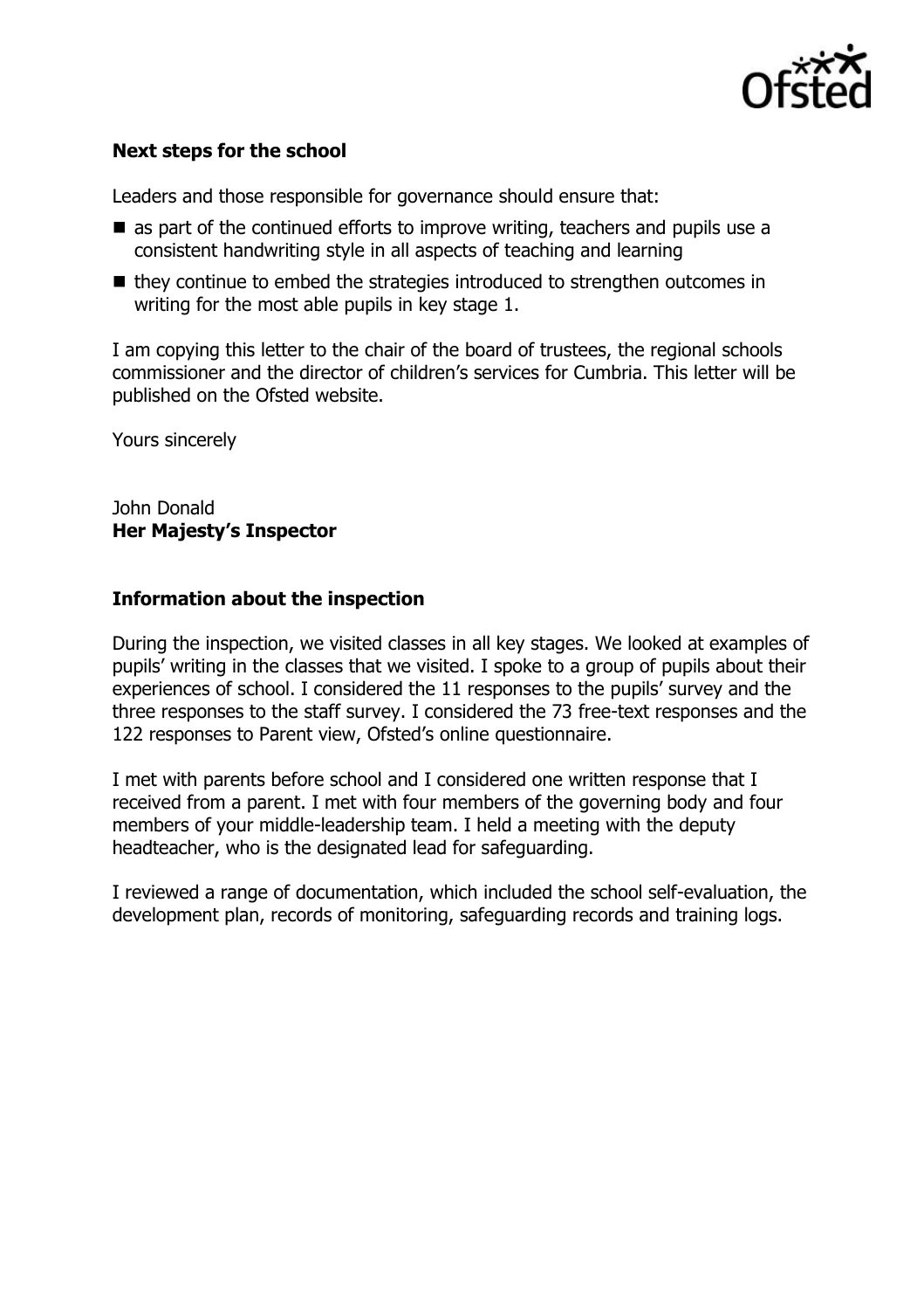**Next steps for the school**

Leaders and those responsible for governance should ensure that:

- as part of the continued efforts to improve writing, teachers and pupils use a consistent handwriting style in all aspects of teaching and learning
- they continue to embed the strategies introduced to strengthen outcomes in writing for the most able pupils in key stage 1.

I am copying this letter to the chair of the board of trustees, the regional schools commissioner and the director of children's services for Cumbria. This letter will be published on the Ofsted website.

Yours sincerely

John Donald
**Her Majesty's Inspector**

**Information about the inspection**

During the inspection, we visited classes in all key stages. We looked at examples of pupils' writing in the classes that we visited. I spoke to a group of pupils about their experiences of school. I considered the 11 responses to the pupils' survey and the three responses to the staff survey. I considered the 73 free-text responses and the 122 responses to Parent view, Ofsted's online questionnaire.

I met with parents before school and I considered one written response that I received from a parent. I met with four members of the governing body and four members of your middle-leadership team. I held a meeting with the deputy headteacher, who is the designated lead for safeguarding.

I reviewed a range of documentation, which included the school self-evaluation, the development plan, records of monitoring, safeguarding records and training logs.